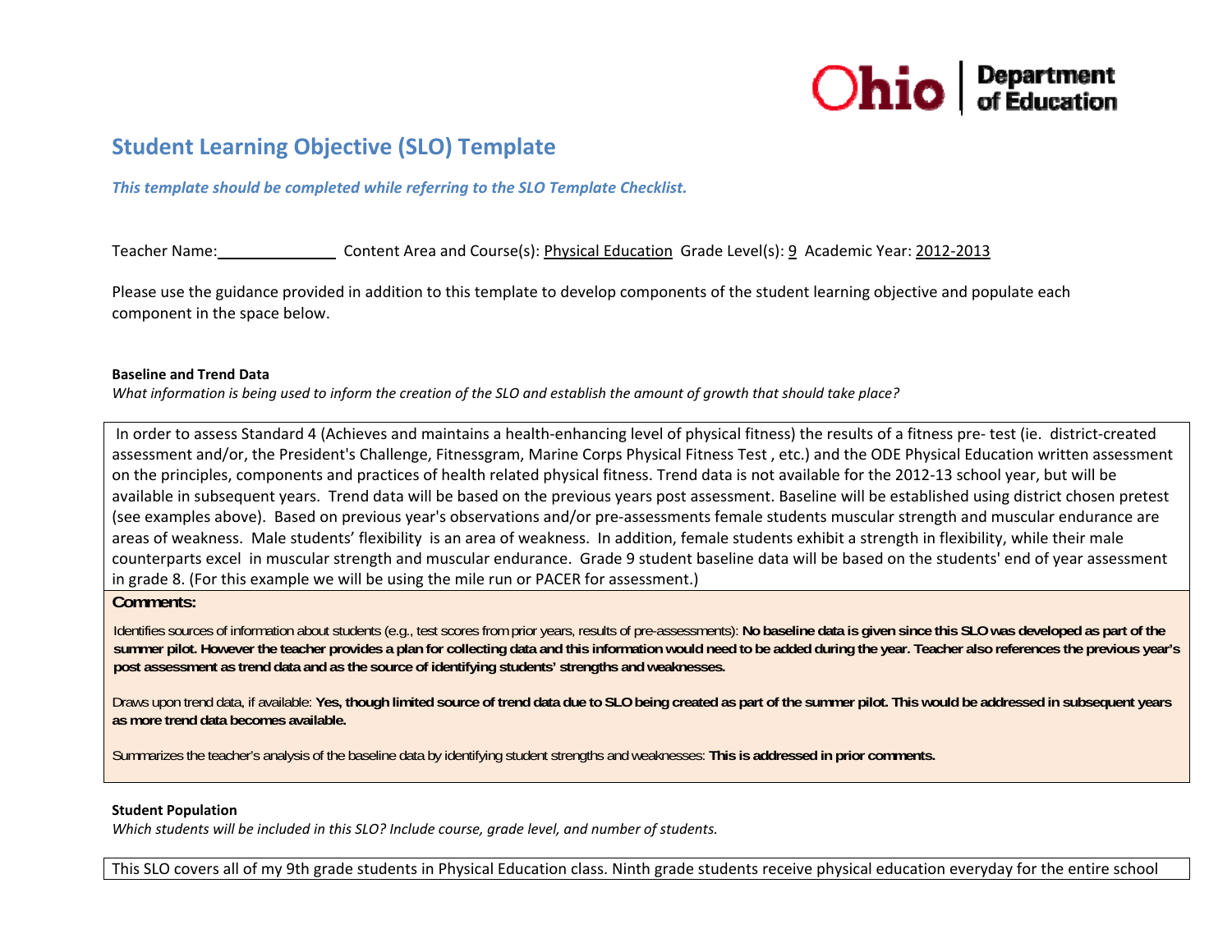Ohio | Department of Education

# Student Learning Objective (SLO) Template

***This template should be completed while referring to the SLO Template Checklist.***

Teacher Name:______________ Content Area and Course(s): Physical Education Grade Level(s): 9 Academic Year: 2012-2013

Please use the guidance provided in addition to this template to develop components of the student learning objective and populate each component in the space below.

**Baseline and Trend Data**

*What information is being used to inform the creation of the SLO and establish the amount of growth that should take place?*

In order to assess Standard 4 (Achieves and maintains a health-enhancing level of physical fitness) the results of a fitness pre- test (ie. district-created assessment and/or, the President's Challenge, Fitnessgram, Marine Corps Physical Fitness Test , etc.) and the ODE Physical Education written assessment on the principles, components and practices of health related physical fitness. Trend data is not available for the 2012-13 school year, but will be available in subsequent years. Trend data will be based on the previous years post assessment. Baseline will be established using district chosen pretest (see examples above). Based on previous year's observations and/or pre-assessments female students muscular strength and muscular endurance are areas of weakness. Male students' flexibility is an area of weakness. In addition, female students exhibit a strength in flexibility, while their male counterparts excel in muscular strength and muscular endurance. Grade 9 student baseline data will be based on the students' end of year assessment in grade 8. (For this example we will be using the mile run or PACER for assessment.)

**Comments:**

Identifies sources of information about students (e.g., test scores from prior years, results of pre-assessments): **No baseline data is given since this SLO was developed as part of the summer pilot. However the teacher provides a plan for collecting data and this information would need to be added during the year. Teacher also references the previous year's post assessment as trend data and as the source of identifying students' strengths and weaknesses.**

Draws upon trend data, if available: **Yes, though limited source of trend data due to SLO being created as part of the summer pilot. This would be addressed in subsequent years as more trend data becomes available.**

Summarizes the teacher's analysis of the baseline data by identifying student strengths and weaknesses: **This is addressed in prior comments.**

**Student Population**

*Which students will be included in this SLO? Include course, grade level, and number of students.*

This SLO covers all of my 9th grade students in Physical Education class. Ninth grade students receive physical education everyday for the entire school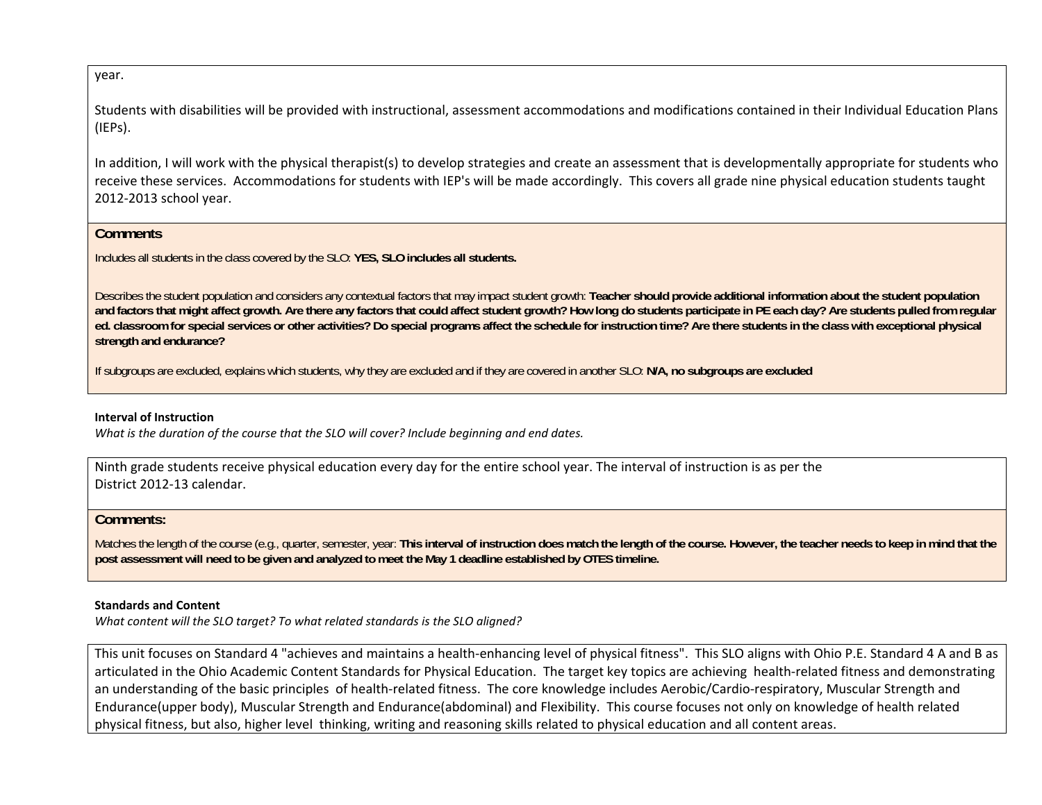year.

Students with disabilities will be provided with instructional, assessment accommodations and modifications contained in their Individual Education Plans (IEPs).

In addition, I will work with the physical therapist(s) to develop strategies and create an assessment that is developmentally appropriate for students who receive these services. Accommodations for students with IEP's will be made accordingly. This covers all grade nine physical education students taught 2012-2013 school year.

**Comments**

Includes all students in the class covered by the SLO: **YES, SLO includes all students.**

Describes the student population and considers any contextual factors that may impact student growth: **Teacher should provide additional information about the student population and factors that might affect growth. Are there any factors that could affect student growth? How long do students participate in PE each day? Are students pulled from regular ed. classroom for special services or other activities? Do special programs affect the schedule for instruction time? Are there students in the class with exceptional physical strength and endurance?**

If subgroups are excluded, explains which students, why they are excluded and if they are covered in another SLO: **N/A, no subgroups are excluded**

**Interval of Instruction**

*What is the duration of the course that the SLO will cover? Include beginning and end dates.*

Ninth grade students receive physical education every day for the entire school year. The interval of instruction is as per the District 2012-13 calendar.

**Comments:**

Matches the length of the course (e.g., quarter, semester, year: **This interval of instruction does match the length of the course. However, the teacher needs to keep in mind that the post assessment will need to be given and analyzed to meet the May 1 deadline established by OTES timeline.**

**Standards and Content**

*What content will the SLO target? To what related standards is the SLO aligned?*

This unit focuses on Standard 4 "achieves and maintains a health-enhancing level of physical fitness". This SLO aligns with Ohio P.E. Standard 4 A and B as articulated in the Ohio Academic Content Standards for Physical Education. The target key topics are achieving health-related fitness and demonstrating an understanding of the basic principles of health-related fitness. The core knowledge includes Aerobic/Cardio-respiratory, Muscular Strength and Endurance(upper body), Muscular Strength and Endurance(abdominal) and Flexibility. This course focuses not only on knowledge of health related physical fitness, but also, higher level thinking, writing and reasoning skills related to physical education and all content areas.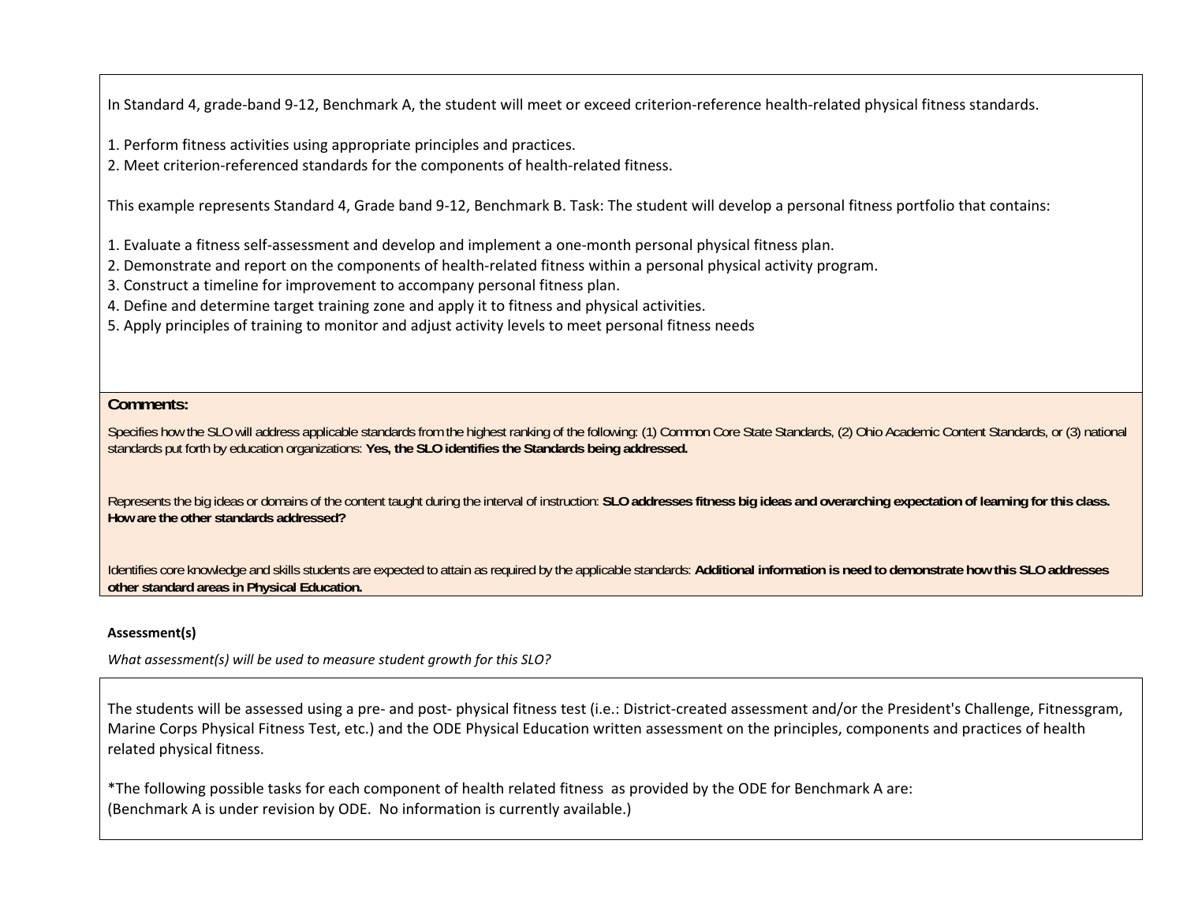In Standard 4, grade-band 9-12, Benchmark A, the student will meet or exceed criterion-reference health-related physical fitness standards.

1. Perform fitness activities using appropriate principles and practices.
2. Meet criterion-referenced standards for the components of health-related fitness.

This example represents Standard 4, Grade band 9-12, Benchmark B. Task: The student will develop a personal fitness portfolio that contains:

1. Evaluate a fitness self-assessment and develop and implement a one-month personal physical fitness plan.
2. Demonstrate and report on the components of health-related fitness within a personal physical activity program.
3. Construct a timeline for improvement to accompany personal fitness plan.
4. Define and determine target training zone and apply it to fitness and physical activities.
5. Apply principles of training to monitor and adjust activity levels to meet personal fitness needs

**Comments:**

Specifies how the SLO will address applicable standards from the highest ranking of the following: (1) Common Core State Standards, (2) Ohio Academic Content Standards, or (3) national standards put forth by education organizations: **Yes, the SLO identifies the Standards being addressed.**

Represents the big ideas or domains of the content taught during the interval of instruction: **SLO addresses fitness big ideas and overarching expectation of learning for this class. How are the other standards addressed?**

Identifies core knowledge and skills students are expected to attain as required by the applicable standards: **Additional information is need to demonstrate how this SLO addresses other standard areas in Physical Education.**

**Assessment(s)**

*What assessment(s) will be used to measure student growth for this SLO?*

The students will be assessed using a pre- and post- physical fitness test (i.e.: District-created assessment and/or the President's Challenge, Fitnessgram, Marine Corps Physical Fitness Test, etc.) and the ODE Physical Education written assessment on the principles, components and practices of health related physical fitness.

*The following possible tasks for each component of health related fitness as provided by the ODE for Benchmark A are:
(Benchmark A is under revision by ODE. No information is currently available.)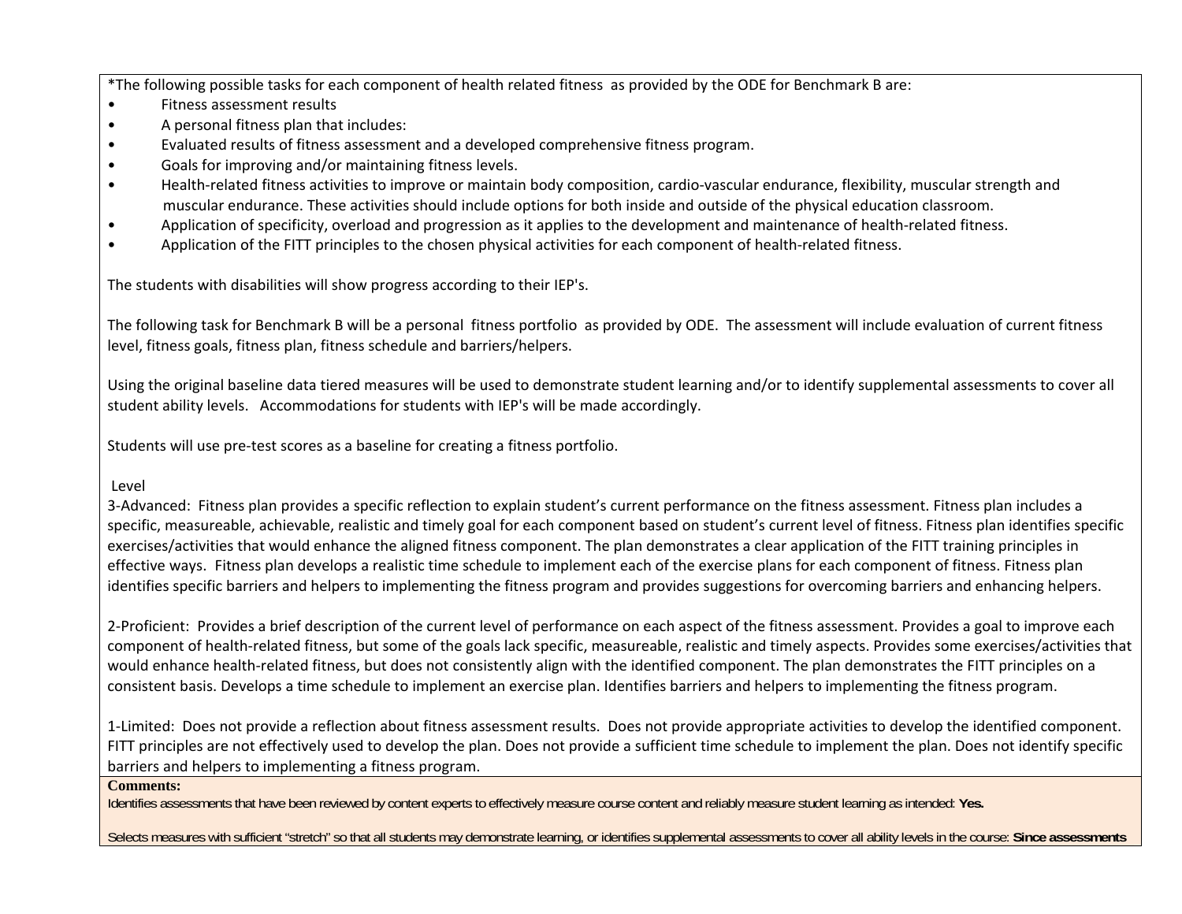*The following possible tasks for each component of health related fitness as provided by the ODE for Benchmark B are:

- Fitness assessment results
- A personal fitness plan that includes:
- Evaluated results of fitness assessment and a developed comprehensive fitness program.
- Goals for improving and/or maintaining fitness levels.
- Health-related fitness activities to improve or maintain body composition, cardio-vascular endurance, flexibility, muscular strength and muscular endurance. These activities should include options for both inside and outside of the physical education classroom.
- Application of specificity, overload and progression as it applies to the development and maintenance of health-related fitness.
- Application of the FITT principles to the chosen physical activities for each component of health-related fitness.

The students with disabilities will show progress according to their IEP's.

The following task for Benchmark B will be a personal fitness portfolio as provided by ODE. The assessment will include evaluation of current fitness level, fitness goals, fitness plan, fitness schedule and barriers/helpers.

Using the original baseline data tiered measures will be used to demonstrate student learning and/or to identify supplemental assessments to cover all student ability levels. Accommodations for students with IEP's will be made accordingly.

Students will use pre-test scores as a baseline for creating a fitness portfolio.

Level

3-Advanced: Fitness plan provides a specific reflection to explain student's current performance on the fitness assessment. Fitness plan includes a specific, measureable, achievable, realistic and timely goal for each component based on student's current level of fitness. Fitness plan identifies specific exercises/activities that would enhance the aligned fitness component. The plan demonstrates a clear application of the FITT training principles in effective ways. Fitness plan develops a realistic time schedule to implement each of the exercise plans for each component of fitness. Fitness plan identifies specific barriers and helpers to implementing the fitness program and provides suggestions for overcoming barriers and enhancing helpers.

2-Proficient: Provides a brief description of the current level of performance on each aspect of the fitness assessment. Provides a goal to improve each component of health-related fitness, but some of the goals lack specific, measureable, realistic and timely aspects. Provides some exercises/activities that would enhance health-related fitness, but does not consistently align with the identified component. The plan demonstrates the FITT principles on a consistent basis. Develops a time schedule to implement an exercise plan. Identifies barriers and helpers to implementing the fitness program.

1-Limited: Does not provide a reflection about fitness assessment results. Does not provide appropriate activities to develop the identified component. FITT principles are not effectively used to develop the plan. Does not provide a sufficient time schedule to implement the plan. Does not identify specific barriers and helpers to implementing a fitness program.

**Comments:**

Identifies assessments that have been reviewed by content experts to effectively measure course content and reliably measure student learning as intended: **Yes.**

Selects measures with sufficient "stretch" so that all students may demonstrate learning, or identifies supplemental assessments to cover all ability levels in the course: **Since assessments**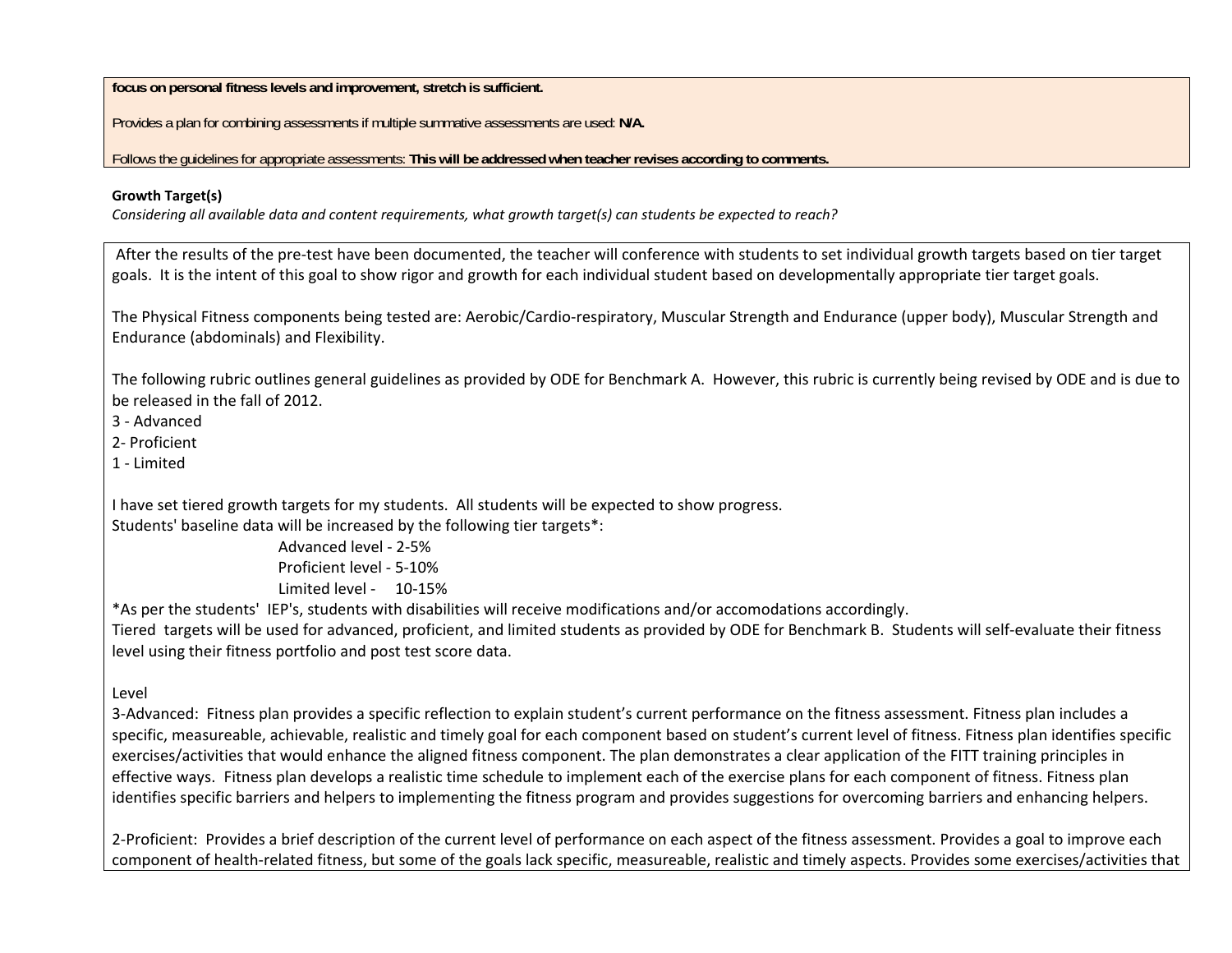**focus on personal fitness levels and improvement, stretch is sufficient.**

Provides a plan for combining assessments if multiple summative assessments are used: **N/A.**

Follows the guidelines for appropriate assessments: **This will be addressed when teacher revises according to comments.**

**Growth Target(s)**

*Considering all available data and content requirements, what growth target(s) can students be expected to reach?*

After the results of the pre-test have been documented, the teacher will conference with students to set individual growth targets based on tier target goals. It is the intent of this goal to show rigor and growth for each individual student based on developmentally appropriate tier target goals.

The Physical Fitness components being tested are: Aerobic/Cardio-respiratory, Muscular Strength and Endurance (upper body), Muscular Strength and Endurance (abdominals) and Flexibility.

The following rubric outlines general guidelines as provided by ODE for Benchmark A. However, this rubric is currently being revised by ODE and is due to be released in the fall of 2012.

3 - Advanced
2- Proficient
1 - Limited

I have set tiered growth targets for my students. All students will be expected to show progress.
Students' baseline data will be increased by the following tier targets*:

Advanced level - 2-5%
Proficient level - 5-10%
Limited level - 10-15%

*As per the students' IEP's, students with disabilities will receive modifications and/or accomodations accordingly.
Tiered targets will be used for advanced, proficient, and limited students as provided by ODE for Benchmark B. Students will self-evaluate their fitness level using their fitness portfolio and post test score data.

Level

3-Advanced: Fitness plan provides a specific reflection to explain student's current performance on the fitness assessment. Fitness plan includes a specific, measureable, achievable, realistic and timely goal for each component based on student's current level of fitness. Fitness plan identifies specific exercises/activities that would enhance the aligned fitness component. The plan demonstrates a clear application of the FITT training principles in effective ways. Fitness plan develops a realistic time schedule to implement each of the exercise plans for each component of fitness. Fitness plan identifies specific barriers and helpers to implementing the fitness program and provides suggestions for overcoming barriers and enhancing helpers.

2-Proficient: Provides a brief description of the current level of performance on each aspect of the fitness assessment. Provides a goal to improve each component of health-related fitness, but some of the goals lack specific, measureable, realistic and timely aspects. Provides some exercises/activities that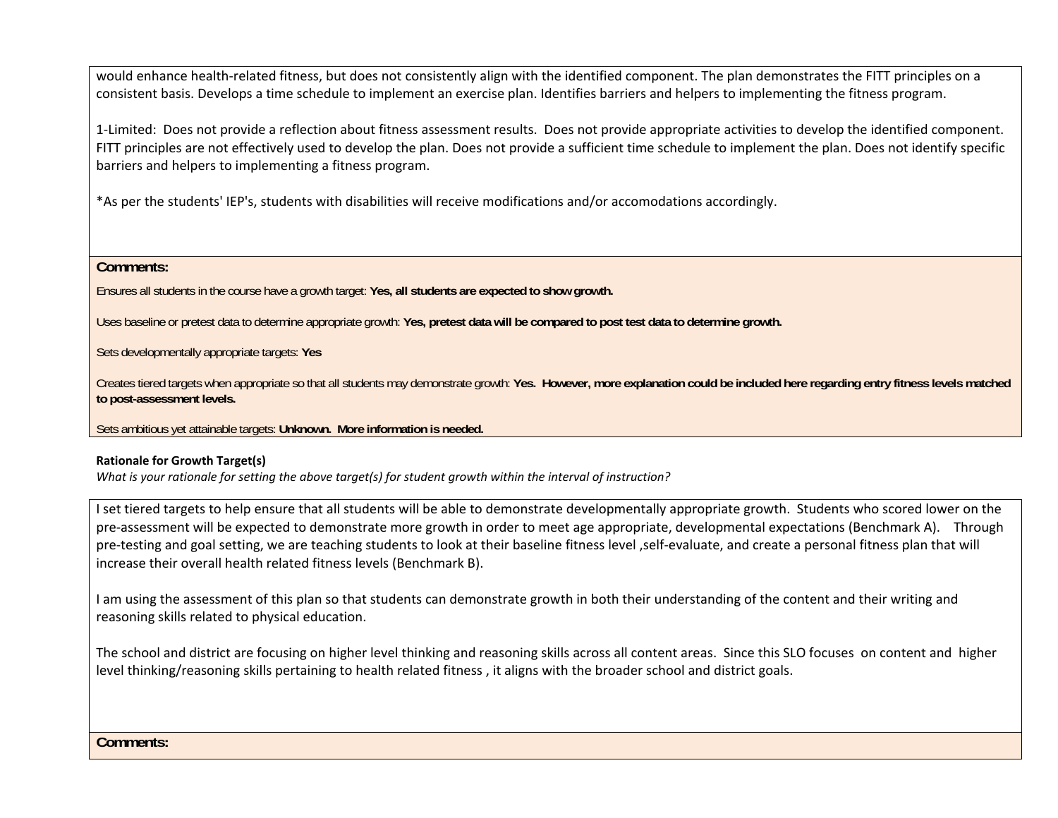would enhance health-related fitness, but does not consistently align with the identified component. The plan demonstrates the FITT principles on a consistent basis. Develops a time schedule to implement an exercise plan. Identifies barriers and helpers to implementing the fitness program.

1-Limited: Does not provide a reflection about fitness assessment results. Does not provide appropriate activities to develop the identified component. FITT principles are not effectively used to develop the plan. Does not provide a sufficient time schedule to implement the plan. Does not identify specific barriers and helpers to implementing a fitness program.

*As per the students' IEP's, students with disabilities will receive modifications and/or accomodations accordingly.

**Comments:**

Ensures all students in the course have a growth target: **Yes, all students are expected to show growth.**

Uses baseline or pretest data to determine appropriate growth: **Yes, pretest data will be compared to post test data to determine growth.**

Sets developmentally appropriate targets: **Yes**

Creates tiered targets when appropriate so that all students may demonstrate growth: **Yes. However, more explanation could be included here regarding entry fitness levels matched to post-assessment levels.**

Sets ambitious yet attainable targets: **Unknown. More information is needed.**

**Rationale for Growth Target(s)**

*What is your rationale for setting the above target(s) for student growth within the interval of instruction?*

I set tiered targets to help ensure that all students will be able to demonstrate developmentally appropriate growth. Students who scored lower on the pre-assessment will be expected to demonstrate more growth in order to meet age appropriate, developmental expectations (Benchmark A). Through pre-testing and goal setting, we are teaching students to look at their baseline fitness level ,self-evaluate, and create a personal fitness plan that will increase their overall health related fitness levels (Benchmark B).

I am using the assessment of this plan so that students can demonstrate growth in both their understanding of the content and their writing and reasoning skills related to physical education.

The school and district are focusing on higher level thinking and reasoning skills across all content areas. Since this SLO focuses on content and higher level thinking/reasoning skills pertaining to health related fitness , it aligns with the broader school and district goals.

**Comments:**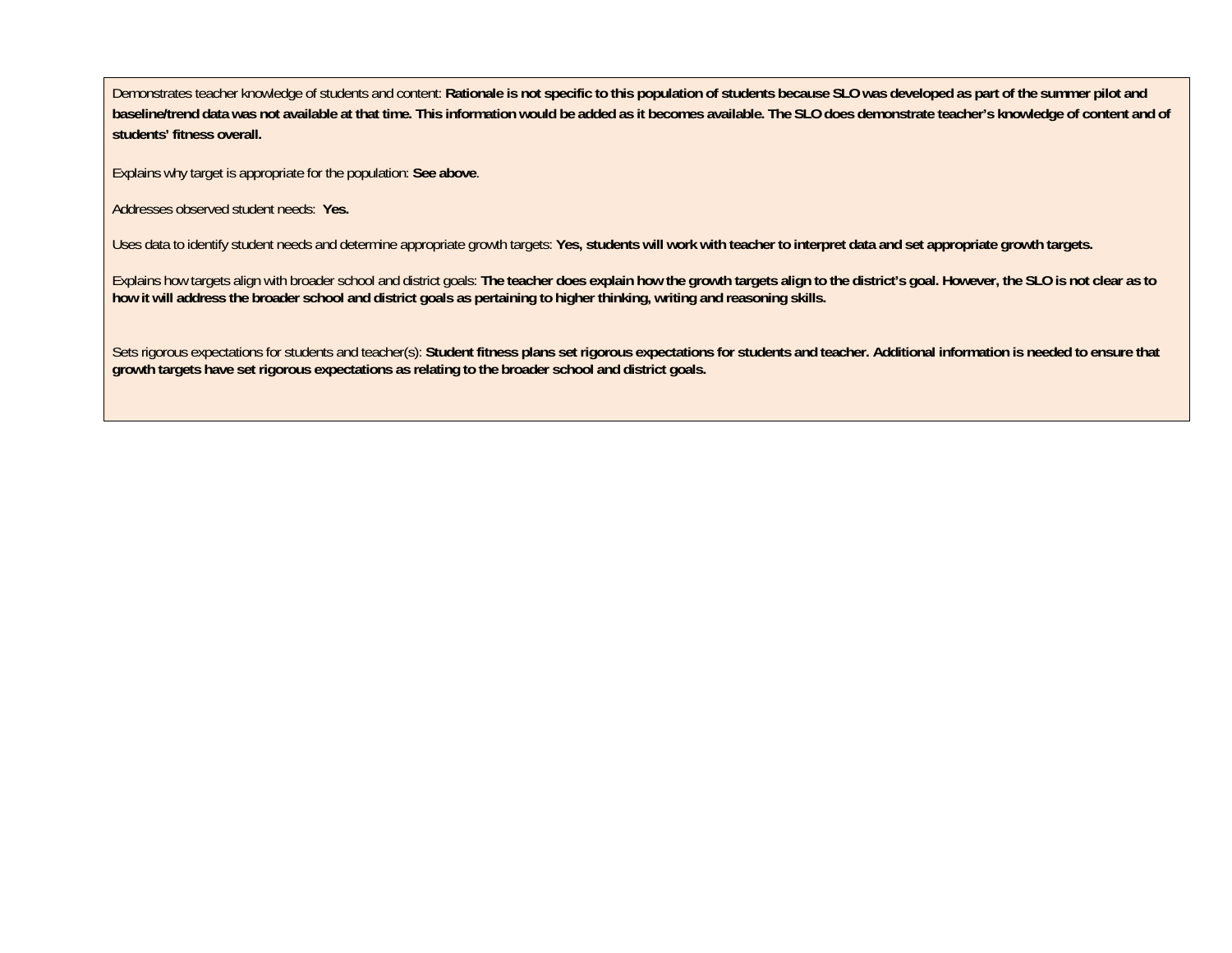Demonstrates teacher knowledge of students and content: **Rationale is not specific to this population of students because SLO was developed as part of the summer pilot and baseline/trend data was not available at that time. This information would be added as it becomes available. The SLO does demonstrate teacher's knowledge of content and of students' fitness overall.**

Explains why target is appropriate for the population: **See above**.

Addresses observed student needs: **Yes.**

Uses data to identify student needs and determine appropriate growth targets: **Yes, students will work with teacher to interpret data and set appropriate growth targets.**

Explains how targets align with broader school and district goals: **The teacher does explain how the growth targets align to the district's goal. However, the SLO is not clear as to how it will address the broader school and district goals as pertaining to higher thinking, writing and reasoning skills.**

Sets rigorous expectations for students and teacher(s): **Student fitness plans set rigorous expectations for students and teacher. Additional information is needed to ensure that growth targets have set rigorous expectations as relating to the broader school and district goals.**